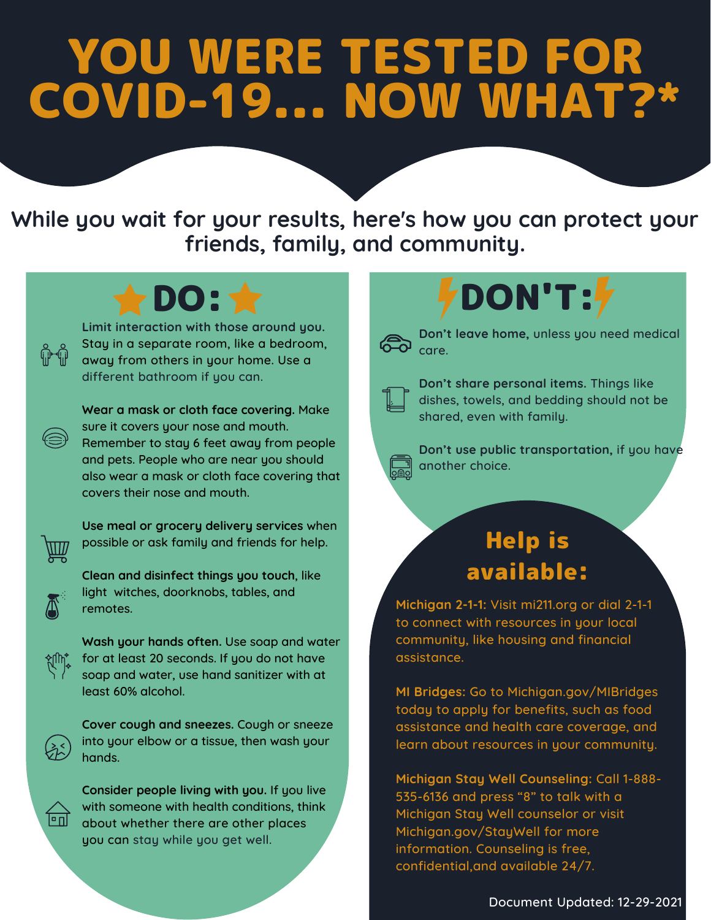# YOU WERE TESTED FOR COVID-19... NOW WHAT?*

While you wait for your results, here's how you can protect your friends, family, and community.

## DO:

**Limit interaction with those around you.** Stay in a separate room, like a bedroom, away from others in your home. Use a different bathroom if you can.

**Wear a mask or cloth face covering.** Make sure it covers your nose and mouth. Remember to stay 6 feet away from people and pets. People who are near you should also wear a mask or cloth face covering that covers their nose and mouth.

**Use meal or grocery delivery services** when possible or ask family and friends for help.

**Clean and disinfect things you touch**, like light witches, doorknobs, tables, and remotes.

**Wash your hands often.** Use soap and water for at least 20 seconds. If you do not have soap and water, use hand sanitizer with at least 60% alcohol.

**Cover cough and sneezes.** Cough or sneeze into your elbow or a tissue, then wash your hands.

**Consider people living with you.** If you live with someone with health conditions, think about whether there are other places you can stay while you get well.

## DON'T:

**Don't leave home,** unless you need medical care.

**Don't share personal items.** Things like dishes, towels, and bedding should not be shared, even with family.

**Don't use public transportation,** if you have another choice.

## Help is available:

**Michigan 2-1-1:** Visit mi211.org or dial 2-1-1 to connect with resources in your local community, like housing and financial assistance.

**MI Bridges:** Go to Michigan.gov/MIBridges today to apply for benefits, such as food assistance and health care coverage, and learn about resources in your community.

**Michigan Stay Well Counseling:** Call 1-888-535-6136 and press "8" to talk with a Michigan Stay Well counselor or visit Michigan.gov/StayWell for more information. Counseling is free, confidential,and available 24/7.

Document Updated: 12-29-2021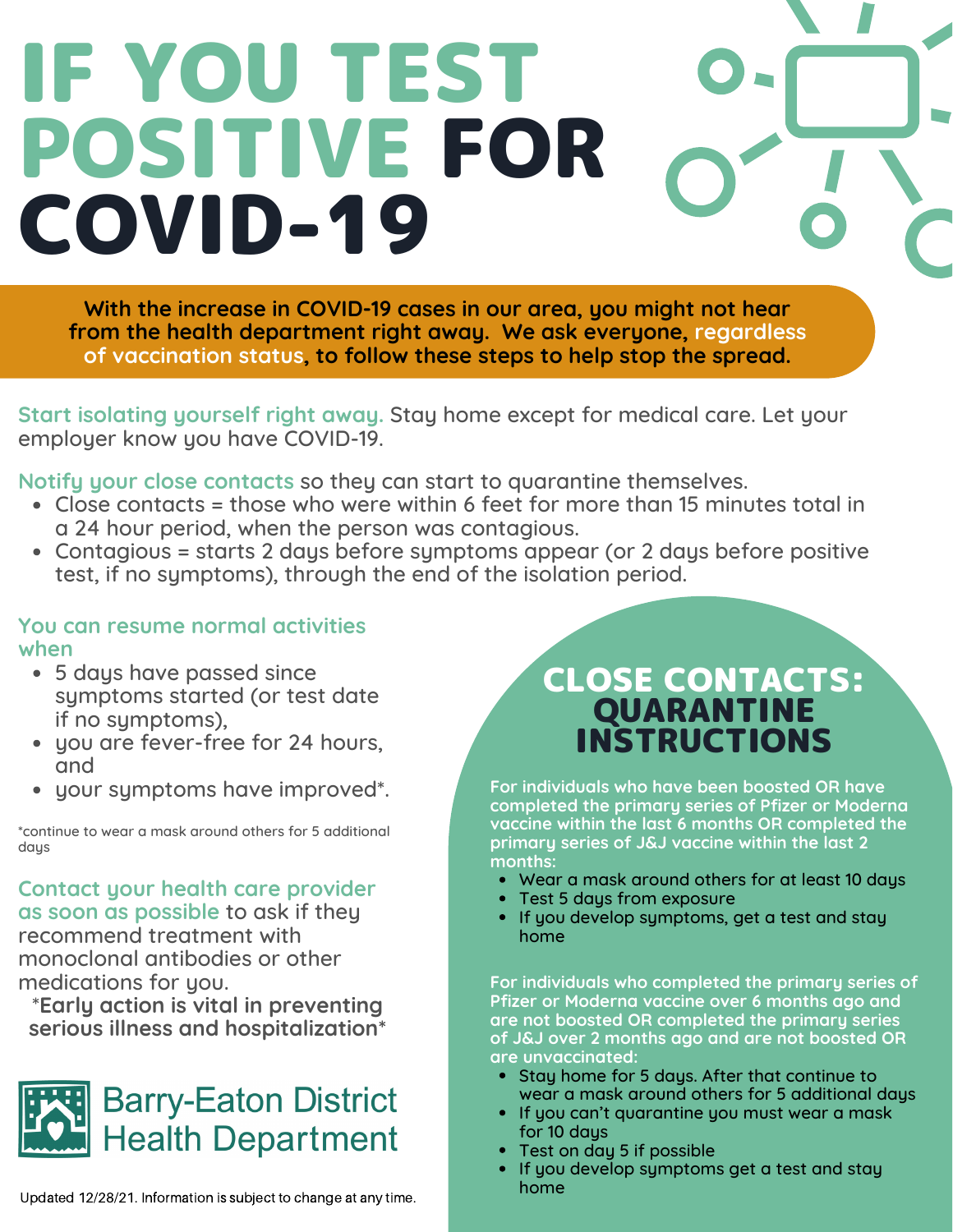# IF YOU TEST POSITIVE FOR COVID-19

**With the increase in COVID-19 cases in our area, you might not hear from the health department right away. We ask everyone, regardless of vaccination status, to follow these steps to help stop the spread.**

**Start isolating yourself right away.** Stay home except for medical care. Let your employer know you have COVID-19.

**Notify your close contacts** so they can start to quarantine themselves.

- Close contacts = those who were within 6 feet for more than 15 minutes total in a 24 hour period, when the person was contagious.
- Contagious = starts 2 days before symptoms appear (or 2 days before positive test, if no symptoms), through the end of the isolation period.

**You can resume normal activities when**

- 5 days have passed since symptoms started (or test date if no symptoms),
- you are fever-free for 24 hours, and
- your symptoms have improved*.

*continue to wear a mask around others for 5 additional days

**Contact your health care provider as soon as possible** to ask if they recommend treatment with monoclonal antibodies or other medications for you.

***Early action is vital in preventing serious illness and hospitalization***

## CLOSE CONTACTS: QUARANTINE INSTRUCTIONS

**For individuals who have been boosted OR have completed the primary series of Pfizer or Moderna vaccine within the last 6 months OR completed the primary series of J&J vaccine within the last 2 months:**

- Wear a mask around others for at least 10 days
- Test 5 days from exposure
- If you develop symptoms, get a test and stay home

**For individuals who completed the primary series of Pfizer or Moderna vaccine over 6 months ago and are not boosted OR completed the primary series of J&J over 2 months ago and are not boosted OR are unvaccinated:**

- Stay home for 5 days. After that continue to wear a mask around others for 5 additional days
- If you can't quarantine you must wear a mask for 10 days
- Test on day 5 if possible
- If you develop symptoms get a test and stay home

Barry-Eaton District Health Department

Updated 12/28/21. Information is subject to change at any time.